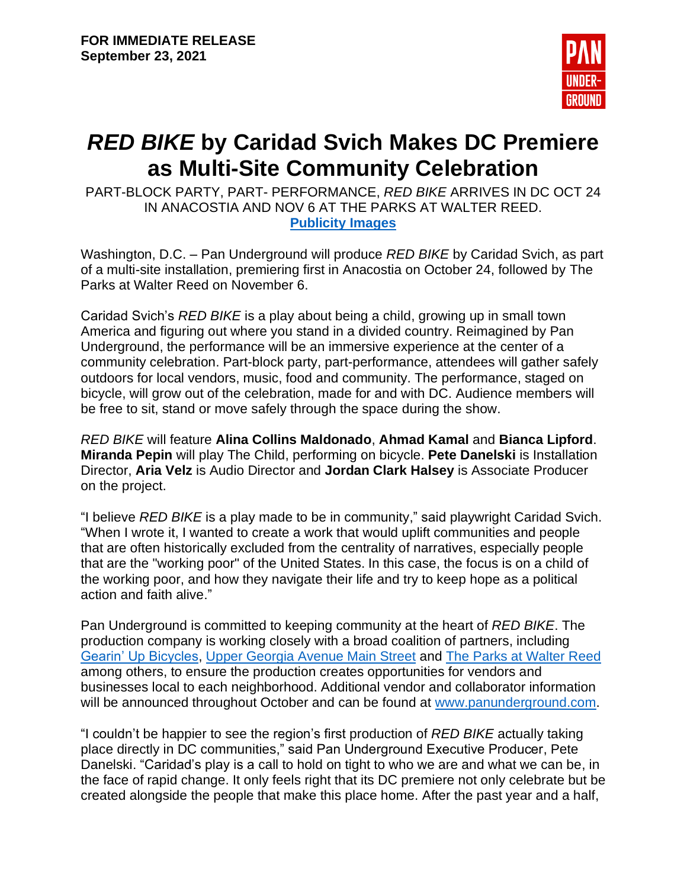**FOR IMMEDIATE RELEASE**
**September 23, 2021**

PAN UNDER-GROUND

# *RED BIKE* by Caridad Svich Makes DC Premiere as Multi-Site Community Celebration

PART-BLOCK PARTY, PART- PERFORMANCE, *RED BIKE* ARRIVES IN DC OCT 24 IN ANACOSTIA AND NOV 6 AT THE PARKS AT WALTER REED.
**Publicity Images**

Washington, D.C. – Pan Underground will produce *RED BIKE* by Caridad Svich, as part of a multi-site installation, premiering first in Anacostia on October 24, followed by The Parks at Walter Reed on November 6.

Caridad Svich's *RED BIKE* is a play about being a child, growing up in small town America and figuring out where you stand in a divided country. Reimagined by Pan Underground, the performance will be an immersive experience at the center of a community celebration. Part-block party, part-performance, attendees will gather safely outdoors for local vendors, music, food and community. The performance, staged on bicycle, will grow out of the celebration, made for and with DC. Audience members will be free to sit, stand or move safely through the space during the show.

*RED BIKE* will feature **Alina Collins Maldonado**, **Ahmad Kamal** and **Bianca Lipford**. **Miranda Pepin** will play The Child, performing on bicycle. **Pete Danelski** is Installation Director, **Aria Velz** is Audio Director and **Jordan Clark Halsey** is Associate Producer on the project.

"I believe *RED BIKE* is a play made to be in community," said playwright Caridad Svich. "When I wrote it, I wanted to create a work that would uplift communities and people that are often historically excluded from the centrality of narratives, especially people that are the "working poor" of the United States. In this case, the focus is on a child of the working poor, and how they navigate their life and try to keep hope as a political action and faith alive."

Pan Underground is committed to keeping community at the heart of *RED BIKE*. The production company is working closely with a broad coalition of partners, including Gearin' Up Bicycles, Upper Georgia Avenue Main Street and The Parks at Walter Reed among others, to ensure the production creates opportunities for vendors and businesses local to each neighborhood. Additional vendor and collaborator information will be announced throughout October and can be found at www.panunderground.com.

"I couldn't be happier to see the region's first production of *RED BIKE* actually taking place directly in DC communities," said Pan Underground Executive Producer, Pete Danelski. "Caridad's play is a call to hold on tight to who we are and what we can be, in the face of rapid change. It only feels right that its DC premiere not only celebrate but be created alongside the people that make this place home. After the past year and a half,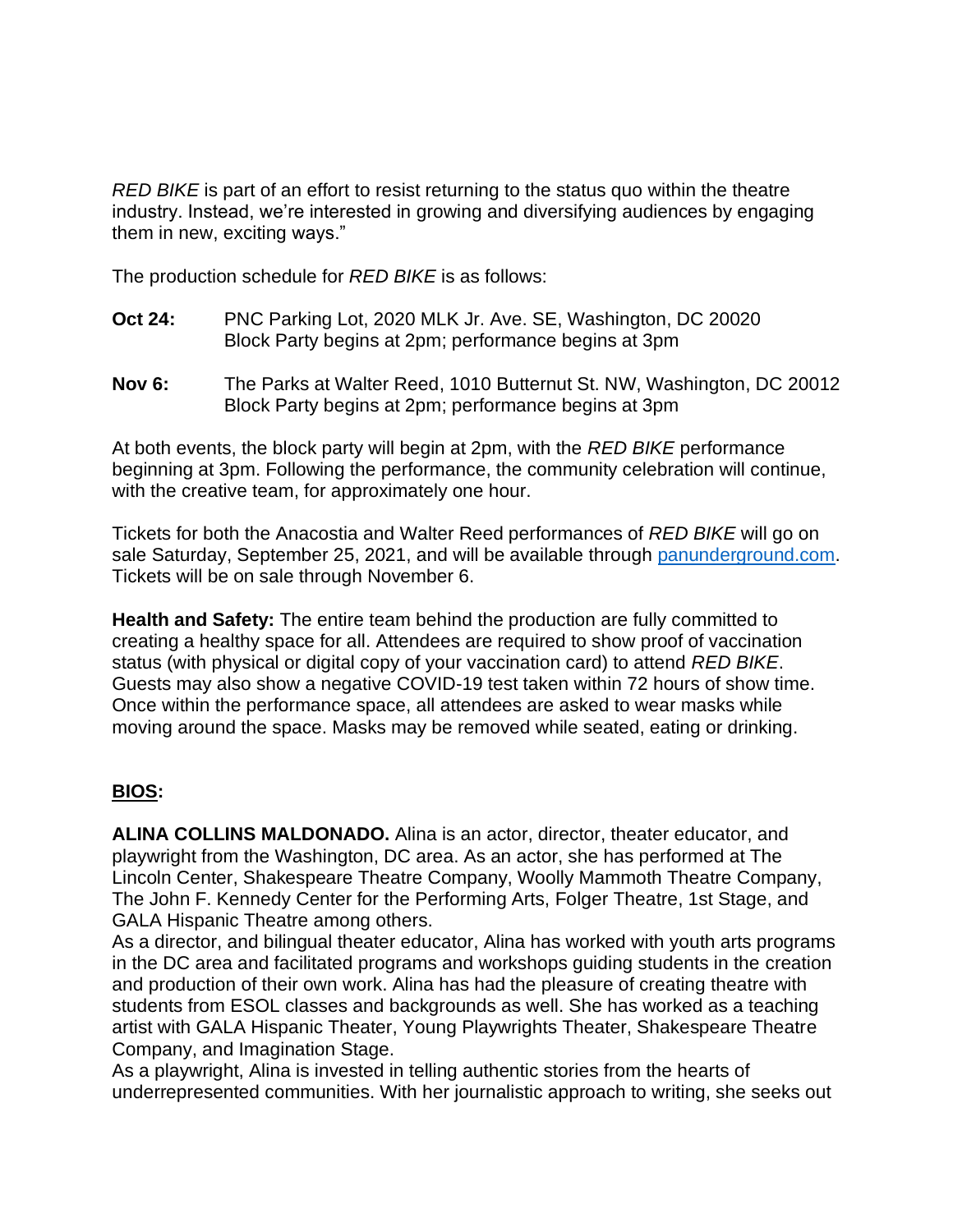*RED BIKE* is part of an effort to resist returning to the status quo within the theatre industry. Instead, we're interested in growing and diversifying audiences by engaging them in new, exciting ways."

The production schedule for *RED BIKE* is as follows:

**Oct 24:** PNC Parking Lot, 2020 MLK Jr. Ave. SE, Washington, DC 20020
Block Party begins at 2pm; performance begins at 3pm

**Nov 6:** The Parks at Walter Reed, 1010 Butternut St. NW, Washington, DC 20012
Block Party begins at 2pm; performance begins at 3pm

At both events, the block party will begin at 2pm, with the *RED BIKE* performance beginning at 3pm. Following the performance, the community celebration will continue, with the creative team, for approximately one hour.

Tickets for both the Anacostia and Walter Reed performances of *RED BIKE* will go on sale Saturday, September 25, 2021, and will be available through [panunderground.com](panunderground.com). Tickets will be on sale through November 6.

**Health and Safety:** The entire team behind the production are fully committed to creating a healthy space for all. Attendees are required to show proof of vaccination status (with physical or digital copy of your vaccination card) to attend *RED BIKE*. Guests may also show a negative COVID-19 test taken within 72 hours of show time. Once within the performance space, all attendees are asked to wear masks while moving around the space. Masks may be removed while seated, eating or drinking.

## **BIOS:**

**ALINA COLLINS MALDONADO.** Alina is an actor, director, theater educator, and playwright from the Washington, DC area. As an actor, she has performed at The Lincoln Center, Shakespeare Theatre Company, Woolly Mammoth Theatre Company, The John F. Kennedy Center for the Performing Arts, Folger Theatre, 1st Stage, and GALA Hispanic Theatre among others.

As a director, and bilingual theater educator, Alina has worked with youth arts programs in the DC area and facilitated programs and workshops guiding students in the creation and production of their own work. Alina has had the pleasure of creating theatre with students from ESOL classes and backgrounds as well. She has worked as a teaching artist with GALA Hispanic Theater, Young Playwrights Theater, Shakespeare Theatre Company, and Imagination Stage.

As a playwright, Alina is invested in telling authentic stories from the hearts of underrepresented communities. With her journalistic approach to writing, she seeks out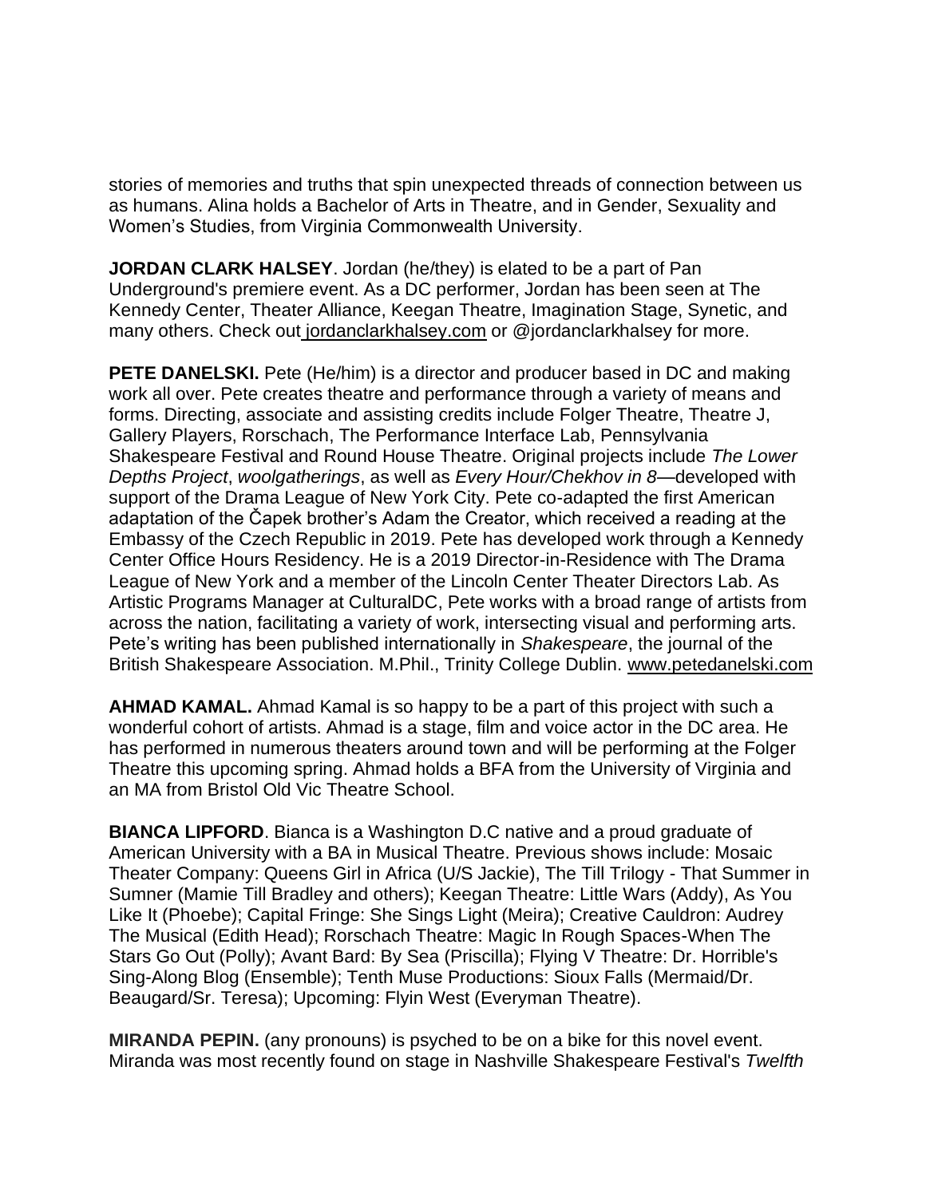stories of memories and truths that spin unexpected threads of connection between us as humans. Alina holds a Bachelor of Arts in Theatre, and in Gender, Sexuality and Women's Studies, from Virginia Commonwealth University.

**JORDAN CLARK HALSEY**. Jordan (he/they) is elated to be a part of Pan Underground's premiere event. As a DC performer, Jordan has been seen at The Kennedy Center, Theater Alliance, Keegan Theatre, Imagination Stage, Synetic, and many others. Check out jordanclarkhalsey.com or @jordanclarkhalsey for more.

**PETE DANELSKI.** Pete (He/him) is a director and producer based in DC and making work all over. Pete creates theatre and performance through a variety of means and forms. Directing, associate and assisting credits include Folger Theatre, Theatre J, Gallery Players, Rorschach, The Performance Interface Lab, Pennsylvania Shakespeare Festival and Round House Theatre. Original projects include *The Lower Depths Project*, *woolgatherings*, as well as *Every Hour/Chekhov in 8*—developed with support of the Drama League of New York City. Pete co-adapted the first American adaptation of the Čapek brother's Adam the Creator, which received a reading at the Embassy of the Czech Republic in 2019. Pete has developed work through a Kennedy Center Office Hours Residency. He is a 2019 Director-in-Residence with The Drama League of New York and a member of the Lincoln Center Theater Directors Lab. As Artistic Programs Manager at CulturalDC, Pete works with a broad range of artists from across the nation, facilitating a variety of work, intersecting visual and performing arts. Pete's writing has been published internationally in *Shakespeare*, the journal of the British Shakespeare Association. M.Phil., Trinity College Dublin. www.petedanelski.com

**AHMAD KAMAL.** Ahmad Kamal is so happy to be a part of this project with such a wonderful cohort of artists. Ahmad is a stage, film and voice actor in the DC area. He has performed in numerous theaters around town and will be performing at the Folger Theatre this upcoming spring. Ahmad holds a BFA from the University of Virginia and an MA from Bristol Old Vic Theatre School.

**BIANCA LIPFORD**. Bianca is a Washington D.C native and a proud graduate of American University with a BA in Musical Theatre. Previous shows include: Mosaic Theater Company: Queens Girl in Africa (U/S Jackie), The Till Trilogy - That Summer in Sumner (Mamie Till Bradley and others); Keegan Theatre: Little Wars (Addy), As You Like It (Phoebe); Capital Fringe: She Sings Light (Meira); Creative Cauldron: Audrey The Musical (Edith Head); Rorschach Theatre: Magic In Rough Spaces-When The Stars Go Out (Polly); Avant Bard: By Sea (Priscilla); Flying V Theatre: Dr. Horrible's Sing-Along Blog (Ensemble); Tenth Muse Productions: Sioux Falls (Mermaid/Dr. Beaugard/Sr. Teresa); Upcoming: Flyin West (Everyman Theatre).

**MIRANDA PEPIN.** (any pronouns) is psyched to be on a bike for this novel event. Miranda was most recently found on stage in Nashville Shakespeare Festival's *Twelfth*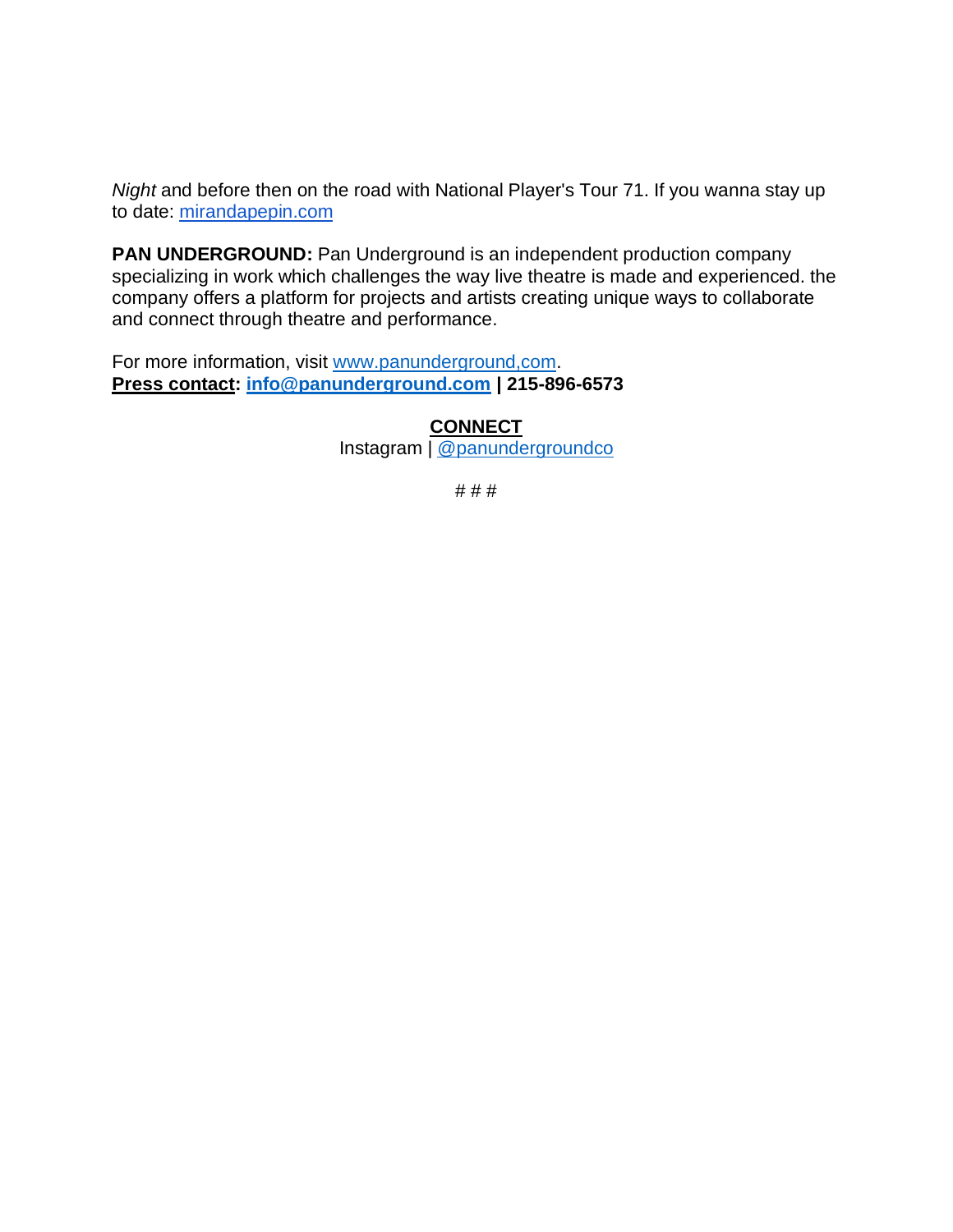*Night* and before then on the road with National Player's Tour 71. If you wanna stay up to date: [mirandapepin.com](mirandapepin.com)

**PAN UNDERGROUND:** Pan Underground is an independent production company specializing in work which challenges the way live theatre is made and experienced. the company offers a platform for projects and artists creating unique ways to collaborate and connect through theatre and performance.

For more information, visit [www.panunderground,com](www.panunderground,com).
**Press contact: [info@panunderground.com](mailto:info@panunderground.com) | 215-896-6573**

**CONNECT**
Instagram | [@panundergroundco](@panundergroundco)

# # #